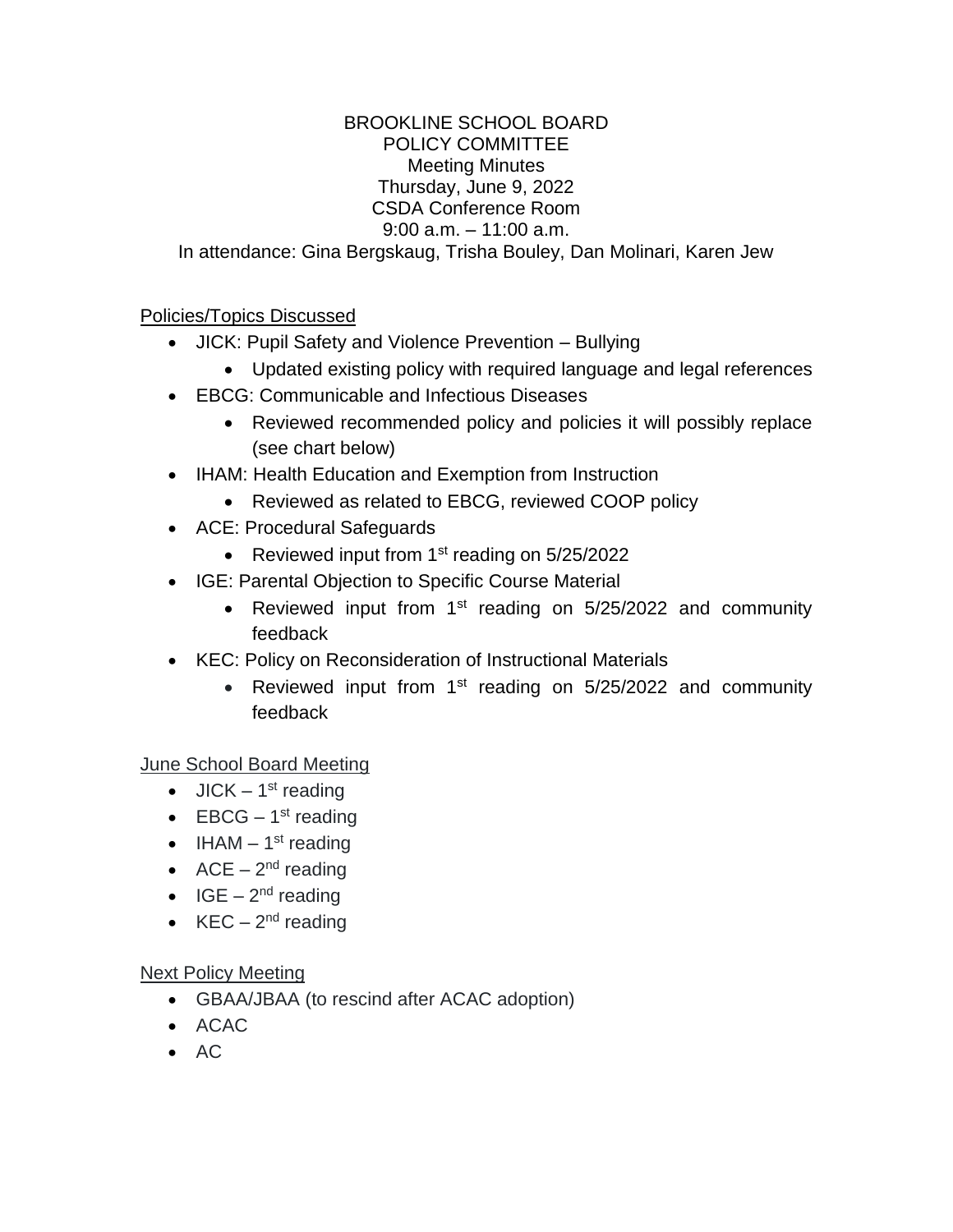BROOKLINE SCHOOL BOARD
POLICY COMMITTEE
Meeting Minutes
Thursday, June 9, 2022
CSDA Conference Room
9:00 a.m. – 11:00 a.m.
In attendance: Gina Bergskaug, Trisha Bouley, Dan Molinari, Karen Jew

## Policies/Topics Discussed

- JICK: Pupil Safety and Violence Prevention – Bullying
  - Updated existing policy with required language and legal references
- EBCG: Communicable and Infectious Diseases
  - Reviewed recommended policy and policies it will possibly replace (see chart below)
- IHAM: Health Education and Exemption from Instruction
  - Reviewed as related to EBCG, reviewed COOP policy
- ACE: Procedural Safeguards
  - Reviewed input from 1st reading on 5/25/2022
- IGE: Parental Objection to Specific Course Material
  - Reviewed input from 1st reading on 5/25/2022 and community feedback
- KEC: Policy on Reconsideration of Instructional Materials
  - Reviewed input from 1st reading on 5/25/2022 and community feedback

## June School Board Meeting

- JICK – 1st reading
- EBCG – 1st reading
- IHAM – 1st reading
- ACE – 2nd reading
- IGE – 2nd reading
- KEC – 2nd reading

## Next Policy Meeting

- GBAA/JBAA (to rescind after ACAC adoption)
- ACAC
- AC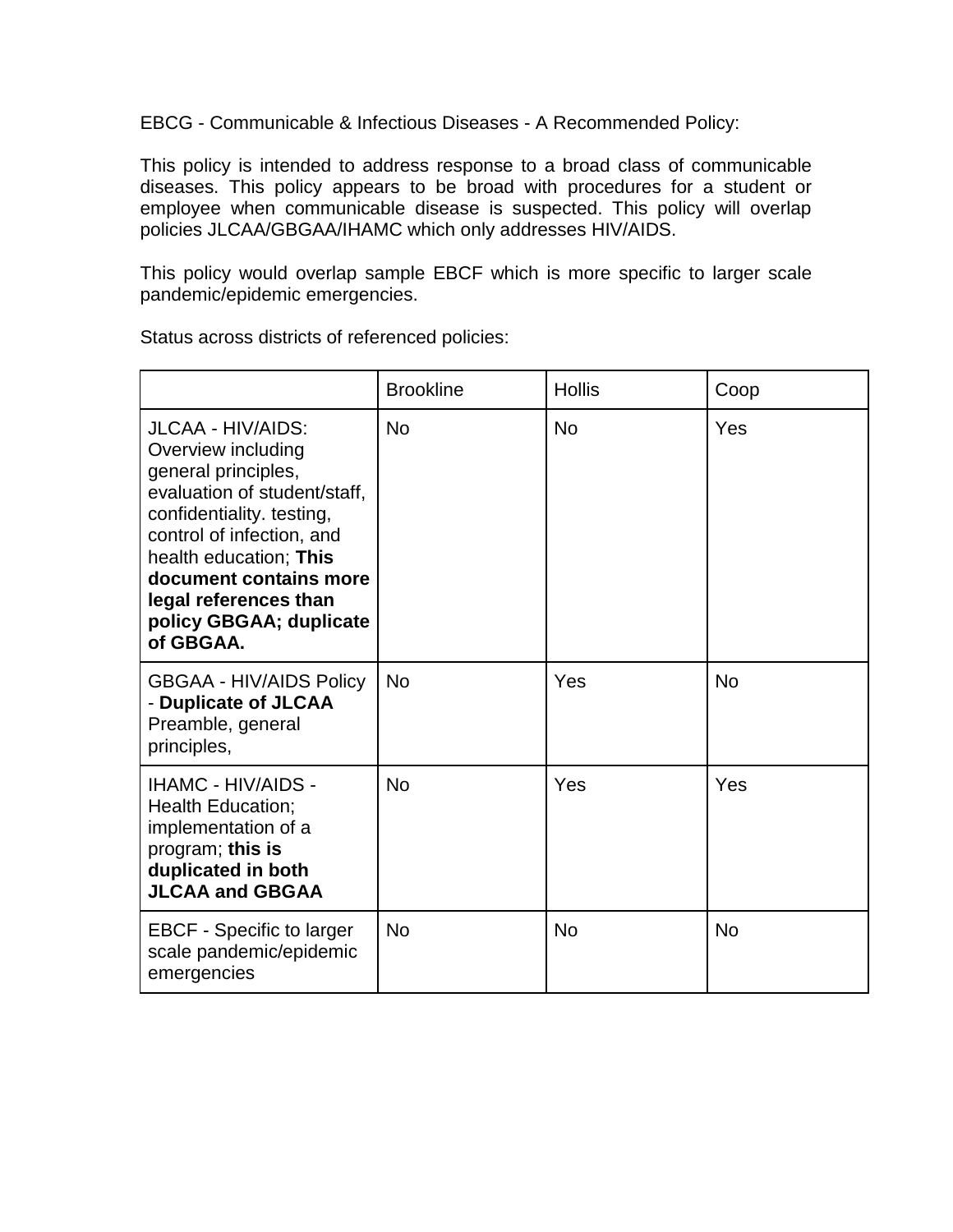EBCG - Communicable & Infectious Diseases - A Recommended Policy:

This policy is intended to address response to a broad class of communicable diseases. This policy appears to be broad with procedures for a student or employee when communicable disease is suspected. This policy will overlap policies JLCAA/GBGAA/IHAMC which only addresses HIV/AIDS.

This policy would overlap sample EBCF which is more specific to larger scale pandemic/epidemic emergencies.

Status across districts of referenced policies:

| | Brookline | Hollis | Coop |
|---|---|---|---|
| JLCAA - HIV/AIDS: Overview including general principles, evaluation of student/staff, confidentiality. testing, control of infection, and health education; **This document contains more legal references than policy GBGAA; duplicate of GBGAA.** | No | No | Yes |
| GBGAA - HIV/AIDS Policy - **Duplicate of JLCAA** Preamble, general principles, | No | Yes | No |
| IHAMC - HIV/AIDS - Health Education; implementation of a program; **this is duplicated in both JLCAA and GBGAA** | No | Yes | Yes |
| EBCF - Specific to larger scale pandemic/epidemic emergencies | No | No | No |